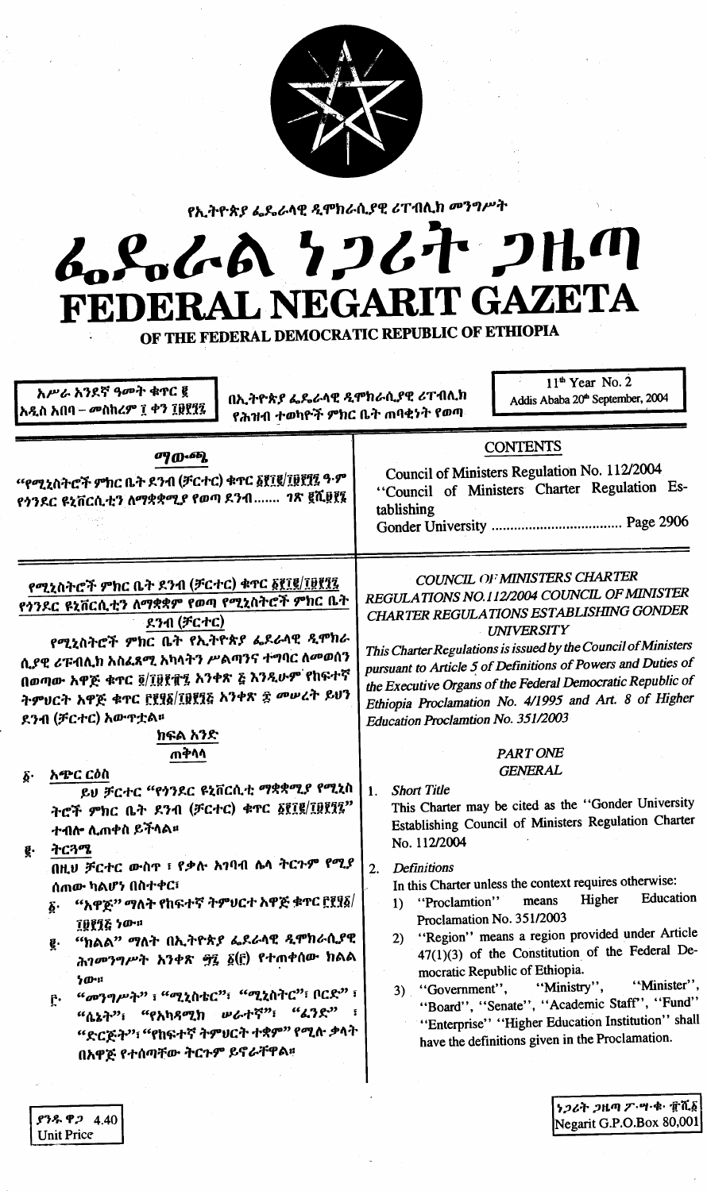የኢትዮጵያ ፌዴራላዊ ዲሞክራሲያዊ ሪፐብሊክ መንግሥት

# ፌዴራል ነጋሪት ጋዜጣ
# FEDERAL NEGARIT GAZETA
## OF THE FEDERAL DEMOCRATIC REPUBLIC OF ETHIOPIA

አሥራ አንደኛ ዓመት ቁጥር ፪
አዲስ አበባ – መስከረም ፲ ቀን ፲፱፻፺፯

በኢትዮጵያ ፌዴራላዊ ዲሞክራሲያዊ ሪፐብሊክ የሕዝብ ተወካዮች ምክር ቤት ጠባቂነት የወጣ

11th Year No. 2
Addis Ababa 20th September, 2004

### ማውጫ

"የሚኒስትሮች ምክር ቤት ደንብ (ቻርተር) ቁጥር ፩፻፲፪/፲፱፻፺፯ ዓ·ም የጎንደር ዩኒቨርሲቲን ለማቋቋሚያ የወጣ ደንብ....... ገጽ ፪ሺ፱፻፮

### CONTENTS

Council of Ministers Regulation No. 112/2004 "Council of Ministers Charter Regulation Establishing Gonder University ................................ Page 2906

### የሚኒስትሮች ምክር ቤት ደንብ (ቻርተር) ቁጥር ፩፻፲፪/፲፱፻፺፯ የጎንደር ዩኒቨርሲቲን ለማቋቋም የወጣ የሚኒስትሮች ምክር ቤት ደንብ (ቻርተር)

የሚኒስትሮች ምክር ቤት የኢትዮጵያ ፌደራላዊ ዲሞክራሲያዊ ሪፐብሊክ አስፈጻሚ አካላትን ሥልጣንና ተግባር ለመወሰን በወጣው አዋጅ ቁጥር ፬/፲፱፻፹፯ አንቀጽ ፭ እንዲሁም የከፍተኛ ትምህርት አዋጅ ቁጥር ፫፻፶፩/፲፱፻፺፭ አንቀጽ ፰ መሠረት ይህን ደንብ (ቻርተር) አውጥቷል።

#### ክፍል አንድ
#### ጠቅላላ

፩· አጭር ርዕስ

ይህ ቻርተር "የጎንደር ዩኒቨርሲቲ ማቋቋሚያ የሚኒስትሮች ምክር ቤት ደንብ (ቻርተር) ቁጥር ፩፻፲፪/፲፱፻፺፯" ተብሎ ሊጠቀስ ይችላል።

፪· ትርጓሜ

በዚህ ቻርተር ውስጥ ፣ የቃሉ አገባብ ሌላ ትርጉም የሚያሰጠው ካልሆነ በስተቀር፣

፩· "አዋጅ" ማለት የከፍተኛ ትምህርት አዋጅ ቁጥር ፫፻፶፩/፲፱፻፺፭ ነው።

፪· "ክልል" ማለት በኢትዮጵያ ፌዴራላዊ ዲሞክራሲያዊ ሕገመንግሥት አንቀጽ ፵፯ ፩(፫) የተጠቀሰው ክልል ነው።

፫· "መንግሥት" ፣ "ሚኒስቴር"፣ "ሚኒስትር"፣ ቦርድ" ፣ "ሴኔት"፣ "የአካዳሚክ ሠራተኛ"፣ "ፈንድ" ፣ "ድርጅት"፣ "የከፍተኛ ትምህርት ተቋም" የሚሉ ቃላት በአዋጅ የተሰጣቸው ትርጉም ይኖራቸዋል።

### COUNCIL OF MINISTERS CHARTER REGULATIONS NO.112/2004 COUNCIL OF MINISTER CHARTER REGULATIONS ESTABLISHING GONDER UNIVERSITY

*This Charter Regulations is issued by the Council of Ministers pursuant to Article 5 of Definitions of Powers and Duties of the Executive Organs of the Federal Democratic Republic of Ethiopia Proclamation No. 4/1995 and Art. 8 of Higher Education Proclamtion No. 351/2003*

#### PART ONE
#### GENERAL

1. *Short Title*

   This Charter may be cited as the "Gonder University Establishing Council of Ministers Regulation Charter No. 112/2004

2. *Definitions*

   In this Charter unless the context requires otherwise:

   1) "Proclamtion" means Higher Education Proclamation No. 351/2003
   2) "Region" means a region provided under Article 47(1)(3) of the Constitution of the Federal Democratic Republic of Ethiopia.
   3) "Government", "Ministry", "Minister", "Board", "Senate", "Academic Staff", "Fund" "Enterprise" "Higher Education Institution" shall have the definitions given in the Proclamation.

ያንዱ ዋጋ 4.40
Unit Price

ነጋሪት ጋዜጣ ፖ·ሣ·ቁ· ፹ሺ፩
Negarit G.P.O.Box 80,001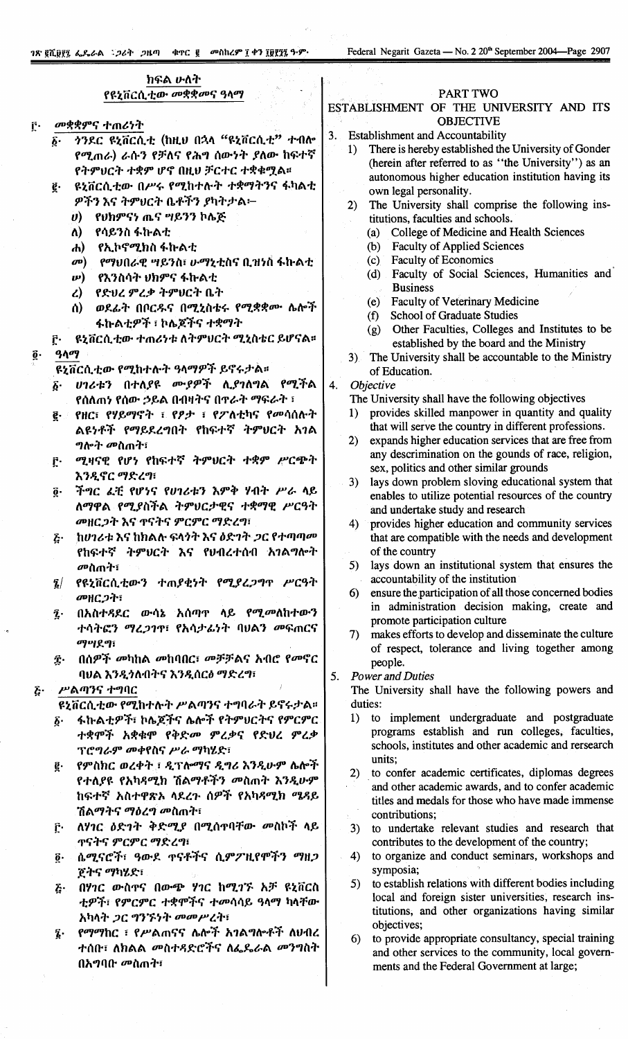## ክፍል ሁለት

### የዩኒቨርሲቲው መቋቋምና ዓላማ

፫· መቋቋምና ተጠሪነት

፩· ጎንደር ዩኒቨርሲቲ (ከዚህ በኋላ "ዩኒቨርሲቲ" ተብሎ የሚጠራ) ራሱን የቻለና የሕግ ሰውነት ያለው ከፍተኛ የትምህርት ተቋም ሆኖ በዚህ ቻርተር ተቋቁሟል።

፪· ዩኒቨርሲቲው በሥሩ የሚከተሉት ተቋማትንና ፋካልቲ ዎችን እና ትምህርት ቤቶችን ያካትታል፦

ሀ) የህክምናና ጤና ሣይንስ ኮሌጅ

ለ) የሳይንስ ፋኩልቲ

ሐ) የኢኮኖሚክስ ፋኩልቲ

መ) የማህበራዊ ሣይንስ፣ ሁማኒቲስና ቢዝነስ ፋኩልቲ

ሠ) የእንስሳት ህክምና ፋኩልቲ

ረ) የድህረ ምረቃ ትምህርት ቤት

ሰ) ወደፊት በቦርዱና በሚኒስቴሩ የሚቋቋሙ ሌሎች ፋኩልቲዎች ፣ ኮሌጆችና ተቋማት

፫· ዩኒቨርሲቲው ተጠሪነቱ ለትምህርት ሚኒስቴር ይሆናል።

፬· ዓላማ

ዩኒቨርሲቲው የሚከተሉት ዓላማዎች ይኖሩታል።

፩· ሀገሪቱን በተለያዩ ሙያዎች ሊያገለግል የሚችል የሰለጠነ የሰው ኃይል በብዛትና በጥራት ማፍራት ፤

፪· የዘር፣ የሃይማኖት ፣ የፆታ ፣ የፖለቲካና የመሳሰሉት ልዩነቶች የማይደረግበት የከፍተኛ ትምህርት አገል ግሎት መስጠት፣

፫· ሚዛናዊ የሆነ የከፍተኛ ትምህርት ተቋም ሥርጭት እንዲኖር ማድረግ፣

፬· ችግር ፈቺ የሆነና የሀገሪቱን እምቅ ሃብት ሥራ ላይ ለማዋል የሚያስችል ትምህርታዊና ተቋማዊ ሥርዓት መዘርጋት እና ጥናትና ምርምር ማድረግ፣

፭· ከሀገሪቱ እና ከክልሉ ፍላጎት እና ዕድገት ጋር የተጣጣመ የከፍተኛ ትምህርት እና የህብረተሰብ አገልግሎት መስጠት፣

፮· የዩኒቨርሲቲውን ተጠያቂነት የሚያረጋግጥ ሥርዓት መዘርጋት፣

፯· በአስተዳደር ውሳኔ አሰጣጥ ላይ የሚመለከተውን ተሳትፎን ማረጋገጥ፣ የአሳታፊነት ባህልን መፍጠርና ማግለይ፣

፰· በሰዎች መካከል መከባበር፣ መቻቻልና አብሮ የመኖር ባህል እንዲጎለብትና እንዲሰርፅ ማድረግ፣

፭· ሥልጣንና ተግባር

ዩኒቨርሲቲው የሚከተሉት ሥልጣንና ተግባራት ይኖሩታል።

፩· ፋኩልቲዎች፣ ኮሌጆችና ሌሎች የትምህርትና የምርምር ተቋሞች አቋቁሞ የቅድመ ምረቃና የድህረ ምረቃ ፕሮግራም መቀየስና ሥራ ማካሄድ፣

፪· የምስክር ወረቀት ፣ ዲፕሎማና ዲግሪ እንዲሁም ሌሎች የተለያዩ የአካዳሚክ ሽልማቶችን መስጠት እንዲሁም ከፍተኛ አስተዋጽኦ ላደረጉ ሰዎች የአካዳሚክ ማዕረግ ሽልማትና ማዕረግ መስጠት፣

፫· ለሃገር ዕድገት ቅድሚያ በሚሰጥባቸው መስኮች ላይ ጥናትና ምርምር ማድረግ፣

፬· ሴሚናሮች፣ ዓውደ ጥናቶችና ሲምፖዚየሞችን ማዘጋጀትና ማካሄድ፣

፭· በሃገር ውስጥና በውጭ ሃገር ከሚገኙ እኅት ዩኒቨርሲቲዎች፣ የምርምር ተቋሞችና ተመሳሳይ ዓላማ ካላቸው አካላት ጋር ግንኙነት መመሥረት፣

፮· የማማከር ፣ የሥልጠናና ሌሎች አገልግሎቶች ለህብረተሰቡ፣ ለክልል መስተዳድሮችና ለፌዴራል መንግስት በአግባቡ መስጠት፣

## PART TWO

### ESTABLISHMENT OF THE UNIVERSITY AND ITS OBJECTIVE

3. Establishment and Accountability
   1) There is hereby established the University of Gonder (herein after referred to as "the University") as an autonomous higher education institution having its own legal personality.
   2) The University shall comprise the following institutions, faculties and schools.
      (a) College of Medicine and Health Sciences
      (b) Faculty of Applied Sciences
      (c) Faculty of Economics
      (d) Faculty of Social Sciences, Humanities and Business
      (e) Faculty of Veterinary Medicine
      (f) School of Graduate Studies
      (g) Other Faculties, Colleges and Institutes to be established by the board and the Ministry
   3) The University shall be accountable to the Ministry of Education.

4. *Objective*

   The University shall have the following objectives
   1) provides skilled manpower in quantity and quality that will serve the country in different professions.
   2) expands higher education services that are free from any descrimination on the gounds of race, religion, sex, politics and other similar grounds
   3) lays down problem sloving educational system that enables to utilize potential resources of the country and undertake study and research
   4) provides higher education and community services that are compatible with the needs and development of the country
   5) lays down an institutional system that ensures the accountability of the institution
   6) ensure the participation of all those concerned bodies in administration decision making, create and promote participation culture
   7) makes efforts to develop and disseminate the culture of respect, tolerance and living together among people.

5. *Power and Duties*

   The University shall have the following powers and duties:
   1) to implement undergraduate and postgraduate programs establish and run colleges, faculties, schools, institutes and other academic and rersearch units;
   2) to confer academic certificates, diplomas degrees and other academic awards, and to confer academic titles and medals for those who have made immense contributions;
   3) to undertake relevant studies and research that contributes to the development of the country;
   4) to organize and conduct seminars, workshops and symposia;
   5) to establish relations with different bodies including local and foreign sister universities, research institutions, and other organizations having similar objectives;
   6) to provide appropriate consultancy, special training and other services to the community, local governments and the Federal Government at large;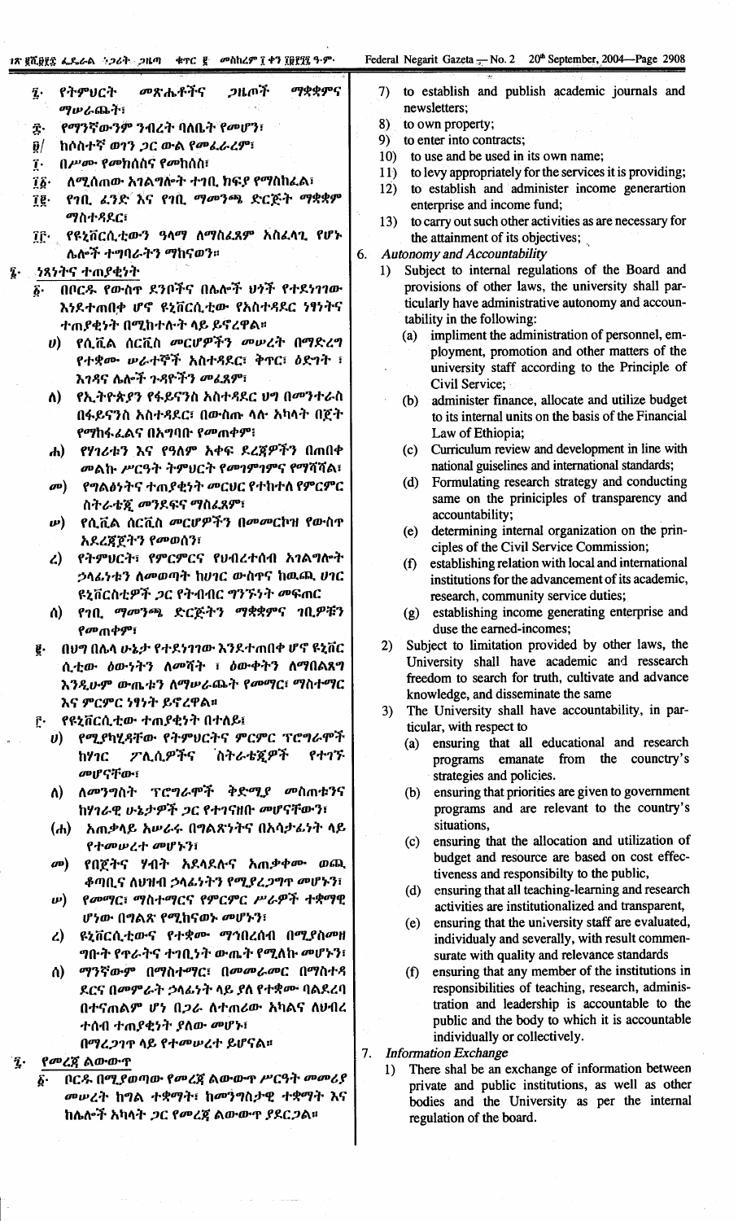፯· የትምህርት መጽሔቶችና ጋዜጦች ማቋቋምና ማሠራጨት፣

፰· የማንኛውንም ንብረት ባለቤት የመሆን፣

፱/ ከሶስተኛ ወገን ጋር ውል የመፈረም፣

፲· በሥሙ የመክሰስና የመከሰስ፣

፲፩· ለሚሰጠው አገልግሎት ተገቢ ክፍያ የማስከፈል፣

፲፪· የገቢ ፈንድ እና የገቢ ማመንጫ ድርጅት ማቋቋም ማስተዳደር፣

፲፫· የዩኒቨርሲቲውን ዓላማ ለማስፈጸም አስፈላጊ የሆኑ ሌሎች ተግባራትን ማከናወን።

፮· ነጻነትና ተጠያቂነት

፩· በቦርዱ የውስጥ ደንቦችና በሌሎች ህጎች የተደነገገው እንደተጠበቀ ሆኖ ዩኒቨርሲቲው የአስተዳደር ነፃነትና ተጠያቂነት በሚከተሉት ላይ ይኖረዋል።

ሀ) የሲቪል ሰርቪስ መርሆዎችን መሠረት በማድረግ የተቋሙ ሠራተኞች አስተዳደር፣ ቅጥር፣ ዕድገት ፣ እገዳና ሌሎች ጉዳዮችን መፈጸም፣

ለ) የኢትዮጵያን የፋይናንስ አስተዳደር ህግ በመንተራስ በፋይናንስ አስተዳደር፣ በውስጡ ላሉ አካላት በጀት የማከፋፈልና በአግባቡ የመጠቀም፣

ሐ) የሃገሪቱን እና የዓለም አቀፍ ደረጃዎችን በጠበቀ መልኩ ሥርዓተ ትምህርት የመገምገምና የማሻሻል፣

መ) የግልፅነትና ተጠያቂነት መርሆዎችን የተከተለ የምርምር ስትራቴጂ መንደፍና ማስፈጸም፣

ሠ) የሲቪል ሰርቪስ መርሆዎችን በመመርኮዝ የውስጥ አደረጃጀትን የመወሰን፣

ረ) የትምህርት፣ የምርምርና የህብረተሰብ አገልግሎት ኃላፊነቱን ለመወጣት ከሀገር ውስጥና ከዉጪ ሀገር ዩኒቨርስቲዎች ጋር የትብብር ግንኙነት መፍጠር

ሰ) የገቢ ማመንጫ ድርጅትን ማቋቋምና ገቢዎቹን የመጠቀም፣

፪· በህግ በሌላ ሁኔታ የተደነገገው እንደተጠበቀ ሆኖ ዩኒቨርሲቲው ዕውነትን ለመሻት ፣ ዕውቀትን ለማበልጸግ እንዲሁም ውጤቱን ለማሠራጨት የመማር፣ ማስተማር እና ምርምር ነፃነት ይኖረዋል።

፫· የዩኒቨርሲቲው ተጠያቂነት በተለይ፣

ሀ) የሚያካሂዳቸው የትምህርትና ምርምር ፕሮግራሞች ከሃገር ፖሊሲዎችና ስትራቴጂዎች የተገኙ መሆናቸው፣

ለ) ለመንግስት ፕሮግራሞች ቅድሚያ መስጠቱንና ከሃገራዊ ሁኔታዎች ጋር የተገናዘቡ መሆናቸውን፣

(ሐ) አጠቃላይ አሠራሩ በግልጽነትና በአሳታፊነት ላይ የተመሠረተ መሆኑን፣

መ) የበጀትና ሃብት አደላደሉና አጠቃቀሙ ወጪ ቆጣቢና ለህዝብ ኃላፊነትን የሚያረጋግጥ መሆኑን፣

ሠ) የመማር፣ ማስተማርና የምርምር ሥራዎች ተቋማዊ ሆነው በግልጽ የሚከናወኑ መሆናቸውን፣

ረ) ዩኒቨርሲቲውና የተቋሙ ማኅበረሰብ በሚያስመዘግቡት የጥራትና ተገቢነት ውጤት የሚለኩ መሆኑን፣

ሰ) ማንኛውም በማስተማር፣ በመመራመር በማስተዳደርና በመምራት ኃላፊነት ላይ ያለ የተቋሙ ባልደረባ በተናጠልም ሆነ በጋራ ለተጠሪው አካልና ለህብረተሰብ ተጠያቂነት ያለው መሆኑ፣

በማረጋገጥ ላይ የተመሠረተ ይሆናል።

፯· የመረጃ ልውውጥ

፩· ቦርዱ በሚያወጣው የመረጃ ልውውጥ ሥርዓት መመሪያ መሠረት ከግል ተቋማት፣ ከመንግስታዊ ተቋማት እና ከሌሎች አካላት ጋር የመረጃ ልውውጥ ያደርጋል።

7) to establish and publish academic journals and newsletters;

8) to own property;

9) to enter into contracts;

10) to use and be used in its own name;

11) to levy appropriately for the services it is providing;

12) to establish and administer income generartion enterprise and income fund;

13) to carry out such other activities as are necessary for the attainment of its objectives;

6. *Autonomy and Accountability*

1) Subject to internal regulations of the Board and provisions of other laws, the university shall particularly have administrative autonomy and accountability in the following:

(a) impliment the administration of personnel, employment, promotion and other matters of the university staff according to the Principle of Civil Service;

(b) administer finance, allocate and utilize budget to its internal units on the basis of the Financial Law of Ethiopia;

(c) Curriculum review and development in line with national guiselines and international standards;

(d) Formulating research strategy and conducting same on the priniciples of transparency and accountability;

(e) determining internal organization on the principles of the Civil Service Commission;

(f) establishing relation with local and international institutions for the advancement of its academic, research, community service duties;

(g) establishing income generating enterprise and duse the earned-incomes;

2) Subject to limitation provided by other laws, the University shall have academic and ressearch freedom to search for truth, cultivate and advance knowledge, and disseminate the same

3) The University shall have accountability, in particular, with respect to

(a) ensuring that all educational and research programs emanate from the counctry's strategies and policies.

(b) ensuring that priorities are given to government programs and are relevant to the country's situations,

(c) ensuring that the allocation and utilization of budget and resource are based on cost effectiveness and responsibilty to the public,

(d) ensuring that all teaching-learning and research activities are institutionalized and transparent,

(e) ensuring that the university staff are evaluated, individualy and severally, with result commensurate with quality and relevance standards

(f) ensuring that any member of the institutions in responsibilities of teaching, research, administration and leadership is accountable to the public and the body to which it is accountable individually or collectively.

7. *Information Exchange*

1) There shal be an exchange of information between private and public institutions, as well as other bodies and the University as per the internal regulation of the board.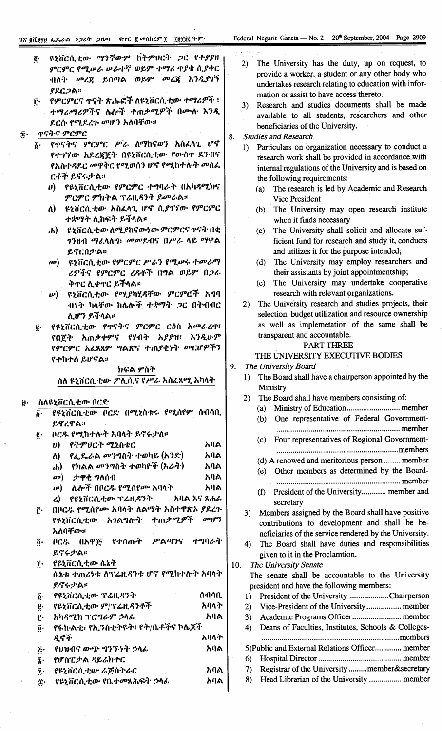፪· ዩኒቨርሲቲው ማንኛውም ከትምህርት ጋር የተያያዘ ምርምር የሚሠራ ሠራተኛ ወይም ተማሪ ጥያቄ ሲያቀርብለት መረጃ ይሰጣል ወይም መረጃ እንዲያገኝ ያደርጋል።

፫· የምርምርና ጥናት ጽሑፎች ለዩኒቨርሲቲው ተማሪዎች ፣ ተመራማሪዎችና ሌሎች ተጠቃሚዎች በሙሉ እንዲደርሱ የሚደረጉ መሆን አለባቸው።

፰· ጥናትና ምርምር

፩· የጥናትና ምርምር ሥራ ለማከናወን አስፈላጊ ሆኖ የተገኘው አደረጃጀት በዩኒቨርሲቲው የውስጥ ደንብና የአስተዳደር መዋቅር የሚወሰን ሆኖ የሚከተሉት መስፈርቶች ይኖሩታል።

ሀ) የዩኒቨርሲቲው የምርምር ተግባራት በአካዳሚክና ምርምር ምክትል ፕሬዚዳንት ይመራል።

ለ) ዩኒቨርሲቲው አስፈላጊ ሆኖ ሲያገኘው የምርምር ተቋማት ሊከፍት ይችላል።

ሐ) ዩኒቨርሲቲው ለሚያከናውነው ምርምርና ጥናት በቂ ገንዘብ ማፈላለግ፣ መመደብና በሥራ ላይ ማዋል ይኖርበታል።

መ) ዩኒቨርሲቲው የምርምር ሥራን የሚሠሩ ተመራማሪዎችና የምርምር ረዳቶች በግል ወይም በጋራ ቅጥር ሊቀጥር ይችላል።

ሠ) ዩኒቨርሲቲው የሚያከሂዳቸው ምርምሮች አግባብነት ካላቸው ከሌሎች ተቋማት ጋር በትብብር ሊሆን ይችላል።

፪· የዩኒቨርሲቲው የጥናትና ምርምር ርዕስ አመራረጥ፣ የበጀት አጠቃቀምና የሃብት አያያዝ፣ እንዲሁም የምርምር አፈጻጸም ግልጽና ተጠያቂነት መርሆዎችን የተከተለ ይሆናል።

## ክፍል ሦስት

## ስለ ዩኒቨርሲቲው ፖሊሲና የሥራ አስፈጻሚ አካላት

፱· ስለዩኒቨርሲቲው ቦርድ

፩· የዩኒቨርሲቲው ቦርድ በሚኒስቴሩ የሚሰየም ሰብሳቢ ይኖረዋል።

፪· ቦርዱ የሚከተሉት አባላት ይኖሩታል።

ሀ) የትምህርት ሚኒስቴር ........ አባል
ለ) የፌዴራል መንግስት ተወካይ (አንድ) ........ አባል
ሐ) የክልል መንግስት ተወካዮች (አራት) ........ አባል
መ) ታዋቂ ግለሰብ ........ አባል
ሠ) ሌሎች በቦርዱ የሚሰየሙ አባላት ........ አባል
ረ) የዩኒቨርሲቲው ፕሬዚዳንት ........ አባል እና ጸሐፊ

፫· በቦርዱ የሚሰየሙ አባላት ለልማት አስተዋጽኦ ያደረጉ የዩኒቨርሲቲው አገልግሎት ተጠቃሚዎች መሆን አለባቸው።

፬· ቦርዱ በአዋጅ የተሰጡት ሥልጣንና ተግባራት ይኖሩታል።

፲· የዩኒቨርሲቲው ሴኔት

ሴኔቱ ተጠሪነቱ ለፕሬዚዳንቱ ሆኖ የሚከተሉት አባላት ይኖሩታል።

፩· የዩኒቨርሲቲው ፕሬዚዳንት ........ ሰብሳቢ
፪· የዩኒቨርሲቲው ም/ፕሬዚዳንቶች ........ አባላት
፫· አካዳሚክ ፕሮግራም ኃላፊ ........ አባል
፬· የፋኩልቲ፣ የኢንስቲትዩት፣ የት/ቤቶችና ኮሌጆች ዲኖች ........ አባላት
፭· የህዝብና ውጭ ግንኙነት ኃላፊ ........ አባል
፮· የሆስፒታል ዳይሬክተር
፯· የዩኒቨርሲቲው ሬጅስትራር ........ አባል
፰· የዩኒቨርሲቲው የቤተመጻሕፍት ኃላፊ ........ አባል

2) The University has the duty, up on request, to provide a worker, a student or any other body who undertakes research relating to education with information or assist to have access thereto.

3) Research and studies documents shall be made available to all students, researchers and other beneficiaries of the University.

8. *Studies and Research*

1) Particulars on organization necessary to conduct a research work shall be provided in accordance with internal regulations of the University and is based on the following requirements:

(a) The research is led by Academic and Research Vice President

(b) The University may open research institute when it finds necessary

(c) The University shall solicit and allocate sufficient fund for research and study it, conducts and utilizes it for the purpose intended;

(d) The University may employ researchers and their assistants by joint appointmentship;

(e) The University may undertake cooperative research with relevant organizations.

2) The University research and studies projects, their selection, budget utilization and resource ownership as well as implemetation of the same shall be transparent and accountable.

## PART THREE

## THE UNIVERSITY EXECUTIVE BODIES

9. *The University Board*

1) The Board shall have a chairperson appointed by the Ministry

2) The Board shall have members consisting of:

(a) Ministry of Education........................... member
(b) One representative of Federal Government- ........................................................ member
(c) Four representatives of Regional Government- ........................................................ members
(d) A renowned and meritorious person ........ member
(e) Other members as determined by the Board- ........................................................ member
(f) President of the University............ member and secretary

3) Members assigned by the Board shall have positive contributions to development and shall be beneficiaries of the service rendered by the University.

4) The Board shall have duties and responsibilities given to it in the Proclamtion.

10. *The University Senate*

The senate shall be accountable to the University president and have the following members:

1) President of the University ...................Chairperson
2) Vice-President of the University................. member
3) Academic Programs Officer........................ member
4) Deans of Faculties, Institutes, Schools & Colleges- ........................................................members
5) Public and External Relations Officer............. member
6) Hospital Director ........................................ member
7) Registrar of the University .........member&secretary
8) Head Librarian of the University ................ member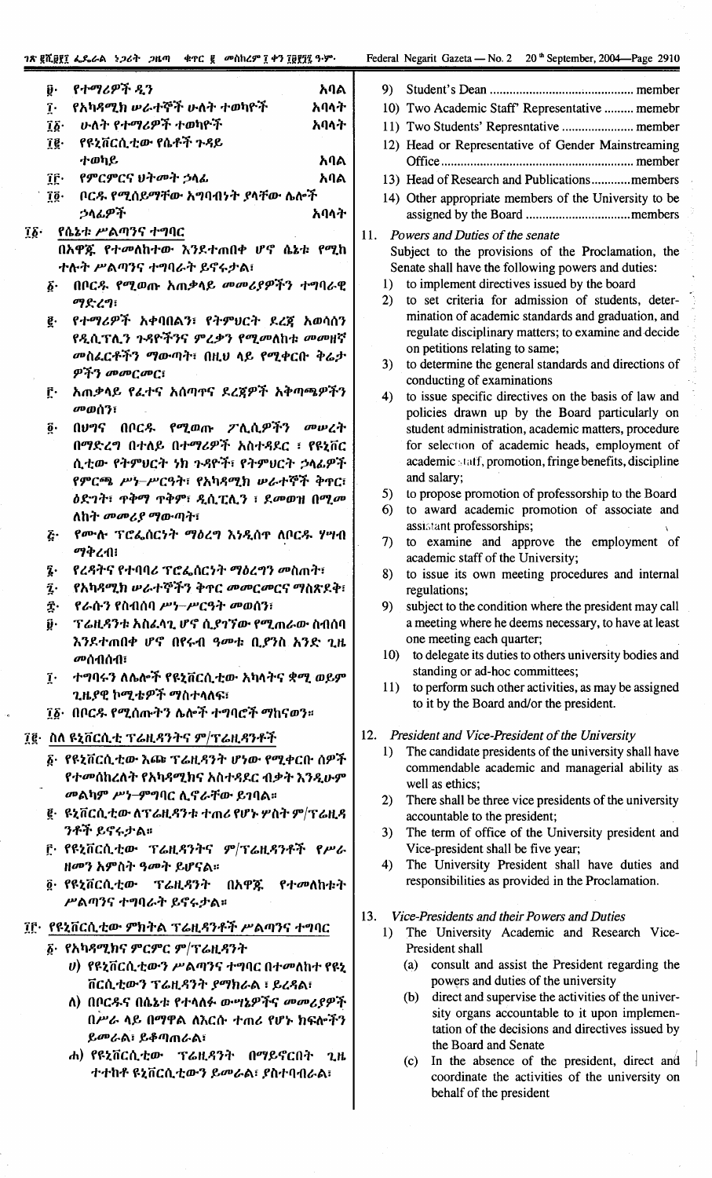፱· የተማሪዎች ዲን ............ አባል

፲· የአካዳሚክ ሠራተኞች ሁለት ተወካዮች ............ አባላት

፲፩· ሁለት የተማሪዎች ተወካዮች ............ አባላት

፲፪· የዩኒቨርሲቲው የሴቶች ጉዳይ ተወካይ ............ አባል

፲፫· የምርምርና ህትመት ኃላፊ ............ አባል

፲፬· ቦርዱ የሚሰይማቸው አግባብነት ያላቸው ሌሎች ኃላፊዎች ............ አባላት

፲፩· **የሴኔቱ ሥልጣንና ተግባር**

በአዋጁ የተመለከተው እንደተጠበቀ ሆኖ ሴኔቱ የሚከተሉት ሥልጣንና ተግባራት ይኖሩታል፤

፩· በቦርዱ የሚወጡ አጠቃላይ መመሪያዎችን ተግባራዊ ማድረግ፤

፪· የተማሪዎች አቀባበልን፣ የትምህርት ደረጃ አወሳሰን የዲሲፕሊን ጉዳዮችንና ምረቃን የሚመለከቱ መመዘኛ መስፈርቶችን ማውጣት፣ በዚህ ላይ የሚቀርቡ ቅሬታዎችን መመርመር፤

፫· አጠቃላይ የፈተና አሰጣጥ ደረጃዎች አቅጣጫዎችን መወሰን፤

፬· በህግና በቦርዱ የሚወጡ ፖሊሲዎችን መሠረት በማድረግ በተለይ በተማሪዎች አስተዳደር ፣ የዩኒቨርሲቲው የትምህርት ነክ ጉዳዮች፣ የትምህርት ኃላፊዎች የምርጫ ሥነ-ሥርዓት፣ የአካዳሚክ ሠራተኞች ቅጥር፣ ዕድገት፣ ጥቅማ ጥቅም፣ ዲሲፒሊን ፣ ደመወዝ በሚመለከት መመሪያ ማውጣት፤

፭· የሙሉ ፕሮፌሰርነት ማዕረግ እንዲሰጥ ለቦርዱ ሃሣብ ማቅረብ፤

፮· የረዳትና የተባባሪ ፕሮፌሰርነት ማዕረግን መስጠት፤

፯· የአካዳሚክ ሠራተኞችን ቅጥር መመርመርና ማጽደቅ፤

፰· የራሱን የስብሰባ ሥነ-ሥርዓት መወሰን፤

፱· ፕሬዚዳንቱ አስፈላጊ ሆኖ ሲያገኘው የሚጠራው ስብሰባ እንደተጠበቀ ሆኖ በየሩብ ዓመቱ ቢያንስ አንድ ጊዜ መሰብሰብ፤

፲· ተግባሩን ለሌሎች የዩኒቨርሲቲው አካላትና ቋሚ ወይም ጊዜያዊ ኮሚቴዎች ማስተላለፍ፤

፲፩· በቦርዱ የሚሰጡትን ሌሎች ተግባሮች ማከናወን።

፲፪· **ስለ ዩኒቨርሲቲ ፕሬዚዳንትና ም/ፕሬዚዳንቶች**

፩· የዩኒቨርሲቲው እጩ ፕሬዚዳንት ሆነው የሚቀርቡ ሰዎች የተመሰከረለት የአካዳሚክና አስተዳደር ብቃት እንዲሁም መልካም ሥነ-ምግባር ሊኖራቸው ይገባል።

፪· ዩኒቨርሲቲው ለፕሬዚዳንቱ ተጠሪ የሆኑ ሦስት ም/ፕሬዚዳንቶች ይኖሩታል።

፫· የዩኒቨርሲቲው ፕሬዚዳንትና ም/ፕሬዚዳንቶች የሥራ ዘመን አምስት ዓመት ይሆናል።

፬· የዩኒቨርሲቲው ፕሬዚዳንት በአዋጁ የተመለከቱት ሥልጣንና ተግባራት ይኖሩታል።

፲፫· **የዩኒቨርሲቲው ምክትል ፕሬዚዳንቶች ሥልጣንና ተግባር**

፩· የአካዳሚክና ምርምር ም/ፕሬዚዳንት

ሀ) የዩኒቨርሲቲውን ሥልጣንና ተግባር በተመለከተ የዩኒቨርሲቲውን ፕሬዚዳንት ያማክራል ፣ ይረዳል፤

ለ) በቦርዱና በሴኔቱ የተላለፉ ውሣኔዎችና መመሪያዎች በሥራ ላይ በማዋል ለእርሱ ተጠሪ የሆኑ ክፍሎችን ይመራል፣ ይቆጣጠራል፤

ሐ) የዩኒቨርሲቲው ፕሬዚዳንት በማይኖርበት ጊዜ ተተክቶ ዩኒቨርሲቲውን ይመራል፣ ያስተባብራል፤

9) Student's Dean ............ member

10) Two Academic Staff' Representative ......... memebr

11) Two Students' Represntative ............ member

12) Head or Representative of Gender Mainstreaming Office ............ member

13) Head of Research and Publications............members

14) Other appropriate members of the University to be assigned by the Board ............ members

11. *Powers and Duties of the senate*

Subject to the provisions of the Proclamation, the Senate shall have the following powers and duties:

1) to implement directives issued by the board
2) to set criteria for admission of students, determination of academic standards and graduation, and regulate disciplinary matters; to examine and decide on petitions relating to same;
3) to determine the general standards and directions of conducting of examinations
4) to issue specific directives on the basis of law and policies drawn up by the Board particularly on student administration, academic matters, procedure for selection of academic heads, employment of academic staff, promotion, fringe benefits, discipline and salary;
5) to propose promotion of professorship to the Board
6) to award academic promotion of associate and assistant professorships;
7) to examine and approve the employment of academic staff of the University;
8) to issue its own meeting procedures and internal regulations;
9) subject to the condition where the president may call a meeting where he deems necessary, to have at least one meeting each quarter;
10) to delegate its duties to others university bodies and standing or ad-hoc committees;
11) to perform such other activities, as may be assigned to it by the Board and/or the president.

12. *President and Vice-President of the University*

1) The candidate presidents of the university shall have commendable academic and managerial ability as well as ethics;
2) There shall be three vice presidents of the university accountable to the president;
3) The term of office of the University president and Vice-president shall be five year;
4) The University President shall have duties and responsibilities as provided in the Proclamation.

13. *Vice-Presidents and their Powers and Duties*

1) The University Academic and Research Vice-President shall
   (a) consult and assist the President regarding the powers and duties of the university
   (b) direct and supervise the activities of the university organs accountable to it upon implementation of the decisions and directives issued by the Board and Senate
   (c) In the absence of the president, direct and coordinate the activities of the university on behalf of the president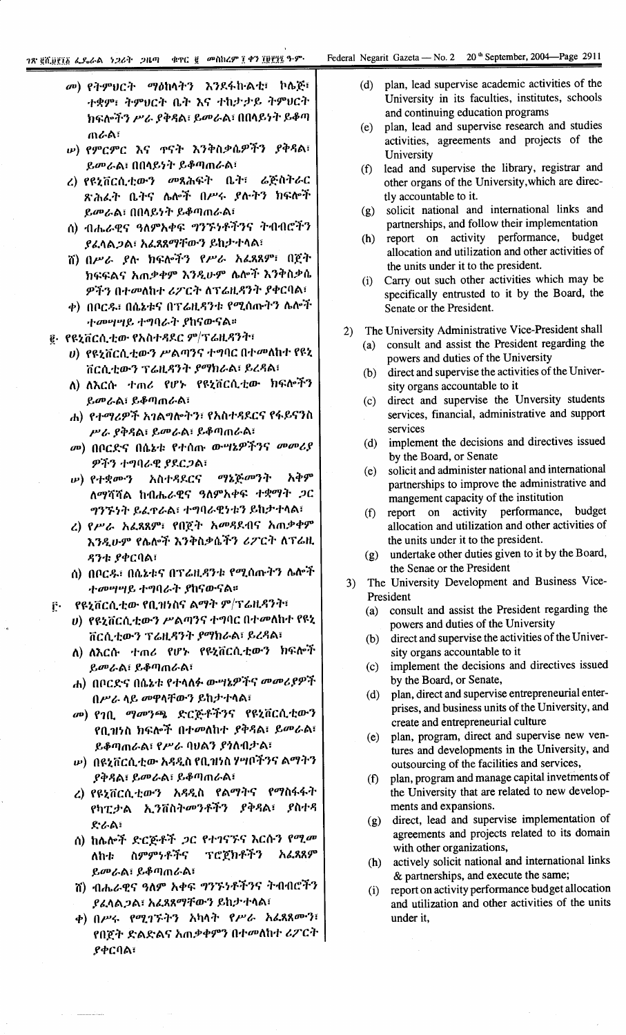መ) የትምህርት ማዕከላትን እንደፋኩልቲ፣ ኮሌጅ፣ ተቋም፣ ትምህርት ቤት እና ተከታታይ ትምህርት ክፍሎችን ሥራ ያቅዳል፣ ይመራል፣ በበላይነት ይቆጣጠራል፣

ሠ) የምርምር እና ጥናት እንቅስቃሴዎችን ያቅዳል፣ ይመራል፣ በበላይነት ይቆጣጠራል፣

ረ) የዩኒቨርሲቲውን መጻሕፍት ቤት፣ ሬጅስትራር ጽሕፈት ቤትና ሌሎች በሥሩ ያሉትን ክፍሎች ይመራል፣ በበላይነት ይቆጣጠራል፣

ሰ) ብሔራዊና ዓለምአቀፍ ግንኙነቶችንና ትብብሮችን ያፈላልጋል፣ አፈጻጸማቸውን ይከታተላል፣

ሸ) በሥሩ ያሉ ክፍሎችን የሥራ አፈጻጸም፣ በጀት ክፍፍልና አጠቃቀም እንዲሁም ሌሎች እንቅስቃሴዎችን በተመለከተ ሪፖርት ለፕሬዚዳንት ያቀርባል፣

ቀ) በቦርዱ፣ በሴኔቱና በፕሬዚዳንቱ የሚሰጡትን ሌሎች ተመሣሣይ ተግባራት ያከናውናል።

፪· የዩኒቨርሲቲው የአስተዳደር ም/ፕሬዚዳንት፣

ሀ) የዩኒቨርሲቲውን ሥልጣንና ተግባር በተመለከተ የዩኒቨርሲቲውን ፕሬዚዳንት ያማክራል፣ ይረዳል፣

ለ) ለእርሱ ተጠሪ የሆኑ የዩኒቨርሲቲው ክፍሎችን ይመራል፣ ይቆጣጠራል፣

ሐ) የተማሪዎች አገልግሎትን፣ የአስተዳደርና የፋይናንስ ሥራ ያቅዳል፣ ይመራል፣ ይቆጣጠራል፣

መ) በቦርድና በሴኔቱ የተሰጡ ውሣኔዎችንና መመሪያዎችን ተግባራዊ ያደርጋል፣

ሠ) የተቋሙን አስተዳደርና ማኔጅመንት አቅም ለማሻሻል ከብሔራዊና ዓለምአቀፍ ተቋማት ጋር ግንኙነት ይፈጥራል፣ ተግባራዊነቱን ይከታተላል፣

ረ) የሥራ አፈጻጸም፣ የበጀት አመዳደብና አጠቃቀም እንዲሁም የሌሎች እንቅስቃሴችን ሪፖርት ለፕሬዚዳንቱ ያቀርባል፣

ሰ) በቦርዱ፣ በሴኔቱና በፕሬዚዳንቱ የሚሰጡትን ሌሎች ተመሣሣይ ተግባራት ያከናውናል።

፫· የዩኒቨርሲቲው የቢዝነስና ልማት ም/ፕሬዚዳንት፣

ሀ) የዩኒቨርሲቲውን ሥልጣንና ተግባር በተመለከተ የዩኒቨርሲቲውን ፕሬዚዳንት ያማክራል፣ ይረዳል፣

ለ) ለእርሱ ተጠሪ የሆኑ የዩኒቨርሲቲውን ክፍሎች ይመራል፣ ይቆጣጠራል፣

ሐ) በቦርድና በሴኔቱ የተላለፉ ውሣኔዎችና መመሪያዎች በሥራ ላይ መዋላቸውን ይከታተላል፣

መ) የገቢ ማመንጫ ድርጅቶችንና የዩኒቨርሲቲውን የቢዝነስ ክፍሎች በተመለከተ ያቅዳል፣ ይመራል፣ ይቆጣጠራል፣ የሥራ ባህልን ያጎለብታል፣

ሠ) በዩኒቨርሲቲው አዳዲስ የቢዝነስ ሃሣቦችንና ልማትን ያቅዳል፣ ይመራል፣ ይቆጣጠራል፣

ረ) የዩኒቨርሲቲውን አዳዲስ የልማትና የማስፋፋት የካፒታል ኢንቨስትመንቶችን ያቅዳል፣ ያስተዳድራል፣

ሰ) ከሌሎች ድርጅቶች ጋር የተገናኙና እርሱን የሚመለከቱ ስምምነቶችና ፕሮጀክቶችን አፈጻጸም ይመራል፣ ይቆጣጠራል፣

ሸ) ብሔራዊና ዓለም አቀፍ ግንኙነቶችንና ትብብሮችን ያፈላልጋል፣ አፈጻጸማቸውን ይከታተላል፣

ቀ) በሥሩ የሚገኙትን አካላት የሥራ አፈጻጸሙን፣ የበጀት ድልድልና አጠቃቀምን በተመለከተ ሪፖርት ያቀርባል፣

(d) plan, lead supervise academic activities of the University in its faculties, institutes, schools and continuing education programs

(e) plan, lead and supervise research and studies activities, agreements and projects of the University

(f) lead and supervise the library, registrar and other organs of the University, which are directly accountable to it.

(g) solicit national and international links and partnerships, and follow their implementation

(h) report on activity performance, budget allocation and utilization and other activities of the units under it to the president.

(i) Carry out such other activities which may be specifically entrusted to it by the Board, the Senate or the President.

2) The University Administrative Vice-President shall

(a) consult and assist the President regarding the powers and duties of the University

(b) direct and supervise the activities of the University organs accountable to it

(c) direct and supervise the Unversity students services, financial, administrative and support services

(d) implement the decisions and directives issued by the Board, or Senate

(e) solicit and administer national and international partnerships to improve the administrative and mangement capacity of the institution

(f) report on activity performance, budget allocation and utilization and other activities of the units under it to the president.

(g) undertake other duties given to it by the Board, the Senae or the President

3) The University Development and Business Vice-President

(a) consult and assist the President regarding the powers and duties of the University

(b) direct and supervise the activities of the University organs accountable to it

(c) implement the decisions and directives issued by the Board, or Senate,

(d) plan, direct and supervise entrepreneurial enterprises, and business units of the University, and create and entrepreneurial culture

(e) plan, program, direct and supervise new ventures and developments in the University, and outsourcing of the facilities and services,

(f) plan, program and manage capital invetments of the University that are related to new developments and expansions.

(g) direct, lead and supervise implementation of agreements and projects related to its domain with other organizations,

(h) actively solicit national and international links & partnerships, and execute the same;

(i) report on activity performance budget allocation and utilization and other activities of the units under it,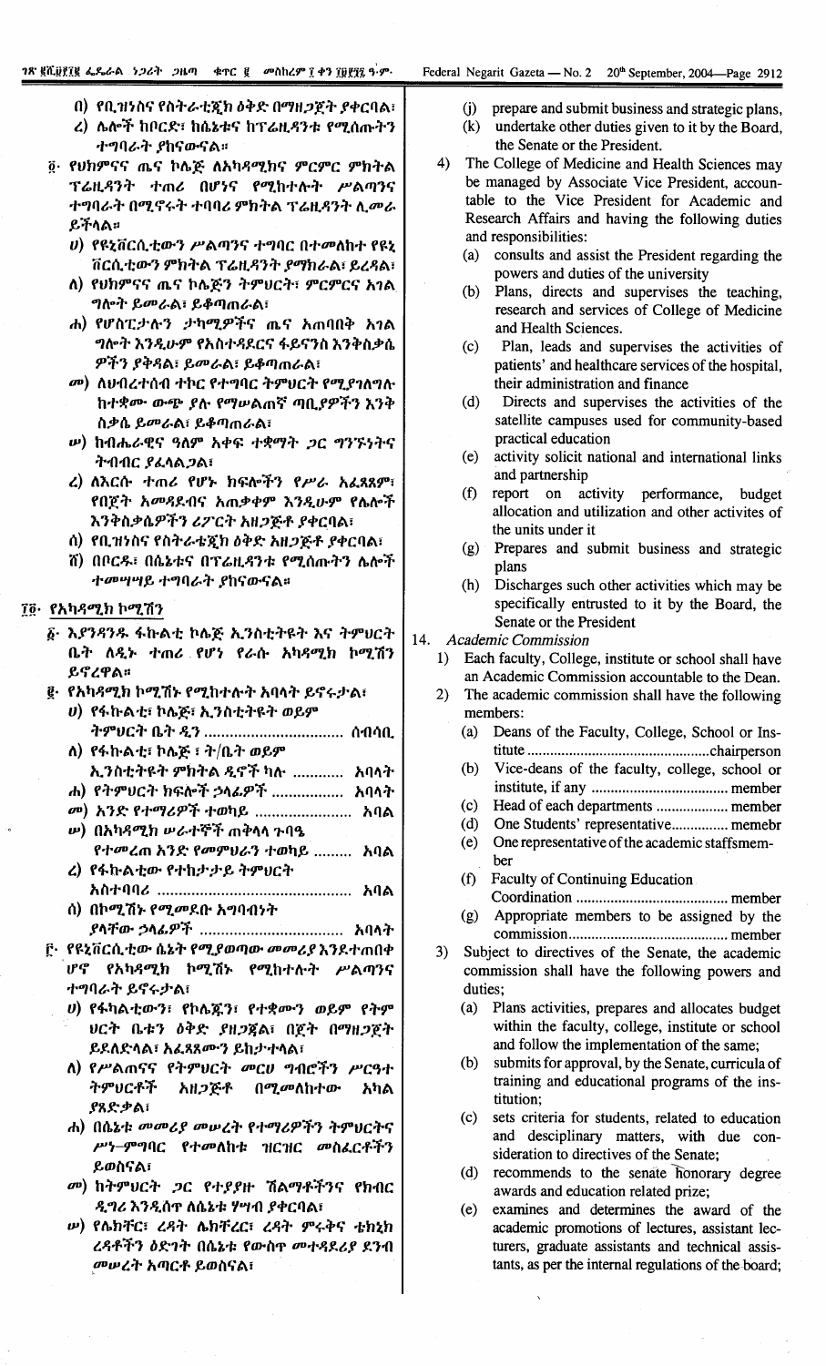ለ) የቢዝነስና የስትራቴጂክ ዕቅድ በማዘጋጀት ያቀርባል፣

ሌ) ሌሎች ከቦርድ፣ ከሴኔቱና ከፕሬዚዳንቱ የሚሰጡትን ተግባራት ያከናውናል።

፬· የህክምናና ጤና ኮሌጅ ለአካዳሚክና ምርምር ምክትል ፕሬዚዳንት ተጠሪ በሆነና የሚከተሉት ሥልጣንና ተግባራት በሚኖሩት ተባባሪ ምክትል ፕሬዚዳንት ሊመራ ይችላል።

ሀ) የዩኒቨርሲቲውን ሥልጣንና ተግባር በተመለከተ የዩኒቨርሲቲውን ምክትል ፕሬዚዳንት ያማክራል፣ ይረዳል፣

ለ) የህክምናና ጤና ኮሌጅን ትምህርት፣ ምርምርና አገልግሎት ይመራል፣ ይቆጣጠራል፣

ሐ) የሆስፒታሉን ታካሚዎችና ጤና አጠባበቅ አገልግሎት እንዲሁም የአስተዳደርና ፋይናንስ እንቅስቃሴዎችን ያቅዳል፣ ይመራል፣ ይቆጣጠራል፣

መ) ለህብረተሰብ ተኮር የተግባር ትምህርት የሚያገለግሉ ከተቋሙ ውጭ ያሉ የማሠልጠኛ ጣቢያዎችን እንቅስቃሴ ይመራል፣ ይቆጣጠራል፣

ሠ) ከብሔራዊና ዓለም አቀፍ ተቋማት ጋር ግንኙነትና ትብብር ያፈላልጋል፣

ረ) ለእርሱ ተጠሪ የሆኑ ክፍሎችን የሥራ አፈጻጸም፣ የበጀት አመዳደብና አጠቃቀም እንዲሁም የሌሎች እንቅስቃሴዎችን ሪፖርት አዘጋጅቶ ያቀርባል፣

ሰ) የቢዝነስና የስትራቴጂክ ዕቅድ አዘጋጅቶ ያቀርባል፣

ሸ) በቦርዱ፣ በሴኔቱና በፕሬዚዳንቱ የሚሰጡትን ሌሎች ተመሣሣይ ተግባራት ያከናውናል።

## ፲፬· የአካዳሚክ ኮሚሽን

፩· እያንዳንዱ ፋኩልቲ ኮሌጅ ኢንስቲትዩት እና ትምህርት ቤት ለዲኑ ተጠሪ የሆነ የራሱ አካዳሚክ ኮሚሽን ይኖረዋል።

፪· የአካዳሚክ ኮሚሽኑ የሚከተሉት አባላት ይኖሩታል፣

ሀ) የፋኩልቲ፣ ኮሌጅ፣ ኢንስቲትዩት ወይም ትምህርት ቤት ዲን ................................ ሰብሳቢ

ለ) የፋኩልቲ፣ ኮሌጅ ፣ ት/ቤት ወይም ኢንስቲትዩት ምክትል ዲኖች ካሉ ............ አባላት

ሐ) የትምህርት ክፍሎች ኃላፊዎች ................ አባላት

መ) አንድ የተማሪዎች ተወካይ ...................... አባል

ሠ) በአካዳሚክ ሠራተኞች ጠቅላላ ጉባዔ የተመረጠ አንድ የመምህራን ተወካይ ......... አባል

ረ) የፋኩልቲው የተከታታይ ትምህርት አስተባባሪ ............................................ አባል

ሰ) በኮሚሽኑ የሚመደቡ አግባብነት ያላቸው ኃላፊዎች ................................ አባላት

፫· የዩኒቨርሲቲው ሴኔት የሚያወጣው መመሪያ እንደተጠበቀ ሆኖ የአካዳሚክ ኮሚሽኑ የሚከተሉት ሥልጣንና ተግባራት ይኖሩታል፣

ሀ) የፋካልቲውን፣ የኮሌጁን፣ የተቋሙን ወይም የትምህርት ቤቱን ዕቅድ ያዘጋጃል፣ በጀት በማዘጋጀት ይደለድላል፣ አፈጻጸሙን ይከታተላል፣

ለ) የሥልጠናና የትምህርት መርሀ ግብሮችን ሥርዓተ ትምህርቶች አዘጋጅቶ በሚመለከተው አካል ያጸድቃል፣

ሐ) በሴኔቱ መመሪያ መሠረት የተማሪዎችን ትምህርትና ሥነ-ምግባር የተመለከቱ ዝርዝር መስፈርቶችን ይወስናል፣

መ) ከትምህርት ጋር የተያያዙ ሽልማቶችንና የክብር ዲግሪ እንዲሰጥ ለሴኔቱ ሃሣብ ያቀርባል፣

ሠ) የሌክቸረር፣ ረዳት ሌክቸረር፣ ረዳት ምሩቅና ቴክኒክ ረዳቶችን ዕድገት በሴኔቱ የውስጥ መተዳደሪያ ደንብ መሠረት አጣርቶ ይወስናል፣

(j) prepare and submit business and strategic plans,

(k) undertake other duties given to it by the Board, the Senate or the President.

4) The College of Medicine and Health Sciences may be managed by Associate Vice President, accountable to the Vice President for Academic and Research Affairs and having the following duties and responsibilities:

(a) consults and assist the President regarding the powers and duties of the university

(b) Plans, directs and supervises the teaching, research and services of College of Medicine and Health Sciences.

(c) Plan, leads and supervises the activities of patients' and healthcare services of the hospital, their administration and finance

(d) Directs and supervises the activities of the satellite campuses used for community-based practical education

(e) activity solicit national and international links and partnership

(f) report on activity performance, budget allocation and utilization and other activites of the units under it

(g) Prepares and submit business and strategic plans

(h) Discharges such other activities which may be specifically entrusted to it by the Board, the Senate or the President

14. *Academic Commission*

1) Each faculty, College, institute or school shall have an Academic Commission accountable to the Dean.

2) The academic commission shall have the following members:

(a) Deans of the Faculty, College, School or Institute ...............................................chairperson

(b) Vice-deans of the faculty, college, school or institute, if any ................................... member

(c) Head of each departments .................. member

(d) One Students' representative............... memebr

(e) One representative of the academic staffsmember

(f) Faculty of Continuing Education Coordination ....................................... member

(g) Appropriate members to be assigned by the commission......................................... member

3) Subject to directives of the Senate, the academic commission shall have the following powers and duties;

(a) Plans activities, prepares and allocates budget within the faculty, college, institute or school and follow the implementation of the same;

(b) submits for approval, by the Senate, curricula of training and educational programs of the institution;

(c) sets criteria for students, related to education and desciplinary matters, with due consideration to directives of the Senate;

(d) recommends to the senate honorary degree awards and education related prize;

(e) examines and determines the award of the academic promotions of lectures, assistant lecturers, graduate assistants and technical assistants, as per the internal regulations of the board;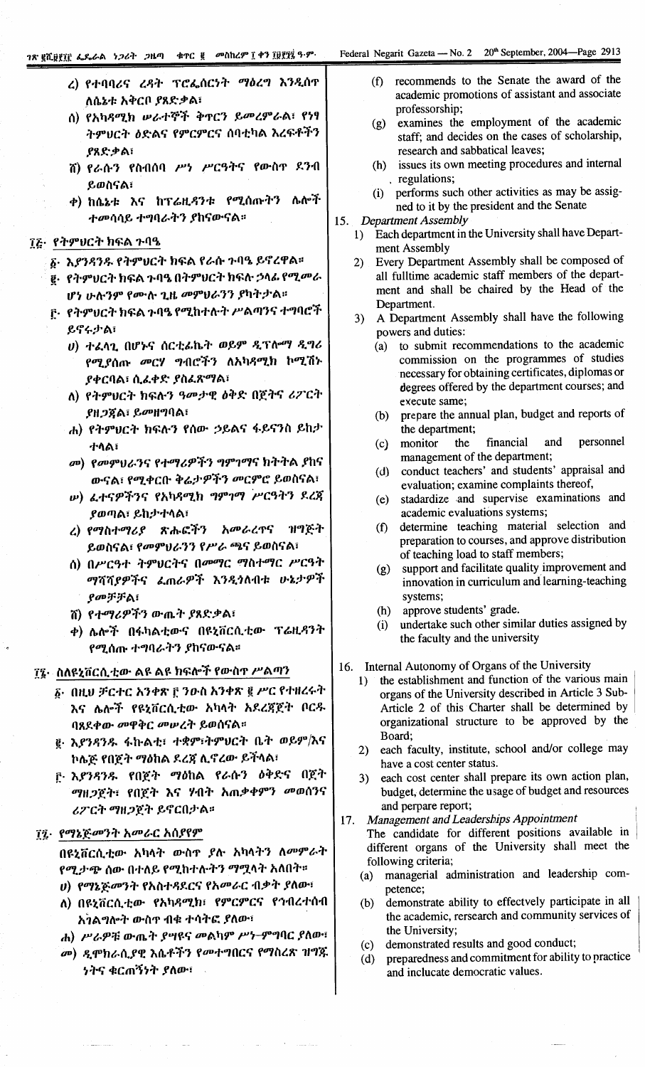ረ) የተባባሪና ረዳት ፕሮፌሰርነት ማዕረግ እንዲሰጥ ለሴኔቱ አቅርቦ ያጸድቃል፣

ሰ) የአካዳሚክ ሠራተኞች ቅጥርን ይመረምራል፣ የነፃ ትምህርት ዕድልና የምርምርና ሰባቲካል እረፍቶችን ያጸድቃል፣

ሸ) የራሱን የስብሰባ ሥነ ሥርዓትና የውስጥ ደንብ ይወስናል፣

ቀ) ከሴኔቱ እና ከፕሬዚዳንቱ የሚሰጡትን ሌሎች ተመሳሳይ ተግባራትን ያከናውናል።

## ፲፭· የትምህርት ክፍል ጉባዔ

፩· እያንዳንዱ የትምህርት ክፍል የራሱ ጉባዔ ይኖረዋል።

፪· የትምህርት ክፍል ጉባዔ በትምህርት ክፍሉ ኃላፊ የሚመራ ሆኖ ሁሉንም የሙሉ ጊዜ መምህራንን ያካትታል።

፫· የትምህርት ክፍል ጉባዔ የሚከተሉት ሥልጣንና ተግባሮች ይኖሩታል፣

ሀ) ተፈላጊ በሆኑና ሰርቲፊኬት ወይም ዲፕሎማ ዲግሪ የሚያሰጡ መርሃ ግብሮችን ለአካዳሚክ ኮሚሽኑ ያቀርባል፣ ሲፈቀድ ያስፈጽማል፣

ለ) የትምህርት ክፍሉን ዓመታዊ ዕቅድ በጀትና ሪፖርት ያዘጋጃል፣ ይመዘግባል፣

ሐ) የትምህርት ክፍሉን የሰው ኃይልና ፋይናንስ ይከታተላል፣

መ) የመምህራንና የተማሪዎችን ግምገማና ክትትል ያከናውናል፣ የሚቀርቡ ቅሬታዎችን መርምሮ ይወስናል፣

ሠ) ፈተናዎችንና የአካዳሚክ ግምገማ ሥርዓትን ደረጃ ያወጣል፣ ይከታተላል፣

ረ) የማስተማሪያ ጽሑፎችን አመራረጥና ዝግጅት ይወስናል፣ የመምህራንን የሥራ ጫና ይወስናል፣

ሰ) በሥርዓተ ትምህርትና በመማር ማስተማር ሥርዓት ማሻሻያዎችና ፈጠራዎች እንዲጎለብቱ ሁኔታዎች ያመቻቻል፣

ሸ) የተማሪዎችን ውጤት ያጸድቃል፣

ቀ) ሌሎች በፋካልቲውና በዩኒቨርሲቲው ፕሬዚዳንት የሚሰጡ ተግባራትን ያከናውናል።

## ፲፮· ስለዩኒቨርሲቲው ልዩ ልዩ ክፍሎች የውስጥ ሥልጣን

፩· በዚህ ቻርተር አንቀጽ ፫ ንዑስ አንቀጽ ፪ ሥር የተዘረሩት እና ሌሎች የዩኒቨርሲቲው አካላት አደረጃጀት ቦርዱ ባጸደቀው መዋቅር መሠረት ይወሰናል።

፪· እያንዳንዱ ፋኩልቲ፣ ተቋም፣ትምህርት ቤት ወይም/እና ኮሌጅ የበጀት ማዕከል ደረጃ ሊኖረው ይችላል፣

፫· እያንዳንዱ የበጀት ማዕከል የራሱን ዕቅድና በጀት ማዘጋጀት፣ የበጀት እና ሃብት አጠቃቀምን መወሰንና ሪፖርት ማዘጋጀት ይኖርበታል።

## ፲፯· የማኔጅመንት አመራር አሰያየም

በዩኒቨርሲቲው አካላት ውስጥ ያሉ አካላትን ለመምራት የሚታጭ ሰው በተለይ የሚከተሉትን ማሟላት አለበት።

ሀ) የማኔጅመንት የአስተዳደርና የአመራር ብቃት ያለው፣

ለ) በዩኒቨርሲቲው የአካዳሚክ፣ የምርምርና የኅብረተሰብ አገልግሎት ውስጥ ብቁ ተሳትፎ ያለው፣

ሐ) ሥራዎቹ ውጤት ያዣና መልካም ሥነ-ምግባር ያለው፣

መ) ዲሞክራሲያዊ እሴቶችን የመተግበርና የማስረጽ ዝግጁነትና ቁርጠኝነት ያለው፣

(f) recommends to the Senate the award of the academic promotions of assistant and associate professorship;

(g) examines the employment of the academic staff; and decides on the cases of scholarship, research and sabbatical leaves;

(h) issues its own meeting procedures and internal regulations;

(i) performs such other activities as may be assigned to it by the president and the Senate

## 15. Department Assembly

1) Each department in the University shall have Department Assembly

2) Every Department Assembly shall be composed of all fulltime academic staff members of the department and shall be chaired by the Head of the Department.

3) A Department Assembly shall have the following powers and duties:

(a) to submit recommendations to the academic commission on the programmes of studies necessary for obtaining certificates, diplomas or degrees offered by the department courses; and execute same;

(b) prepare the annual plan, budget and reports of the department;

(c) monitor the financial and personnel management of the department;

(d) conduct teachers' and students' appraisal and evaluation; examine complaints thereof,

(e) stadardize and supervise examinations and academic evaluations systems;

(f) determine teaching material selection and preparation to courses, and approve distribution of teaching load to staff members;

(g) support and facilitate quality improvement and innovation in curriculum and learning-teaching systems;

(h) approve students' grade.

(i) undertake such other similar duties assigned by the faculty and the university

## 16. Internal Autonomy of Organs of the University

1) the establishment and function of the various main organs of the University described in Article 3 Sub-Article 2 of this Charter shall be determined by organizational structure to be approved by the Board;

2) each faculty, institute, school and/or college may have a cost center status.

3) each cost center shall prepare its own action plan, budget, determine the usage of budget and resources and perpare report;

## 17. Management and Leaderships Appointment

The candidate for different positions available in different organs of the University shall meet the following criteria;

(a) managerial administration and leadership competence;

(b) demonstrate ability to effectvely participate in all the academic, rersearch and community services of the University;

(c) demonstrated results and good conduct;

(d) preparedness and commitment for ability to practice and inclucate democratic values.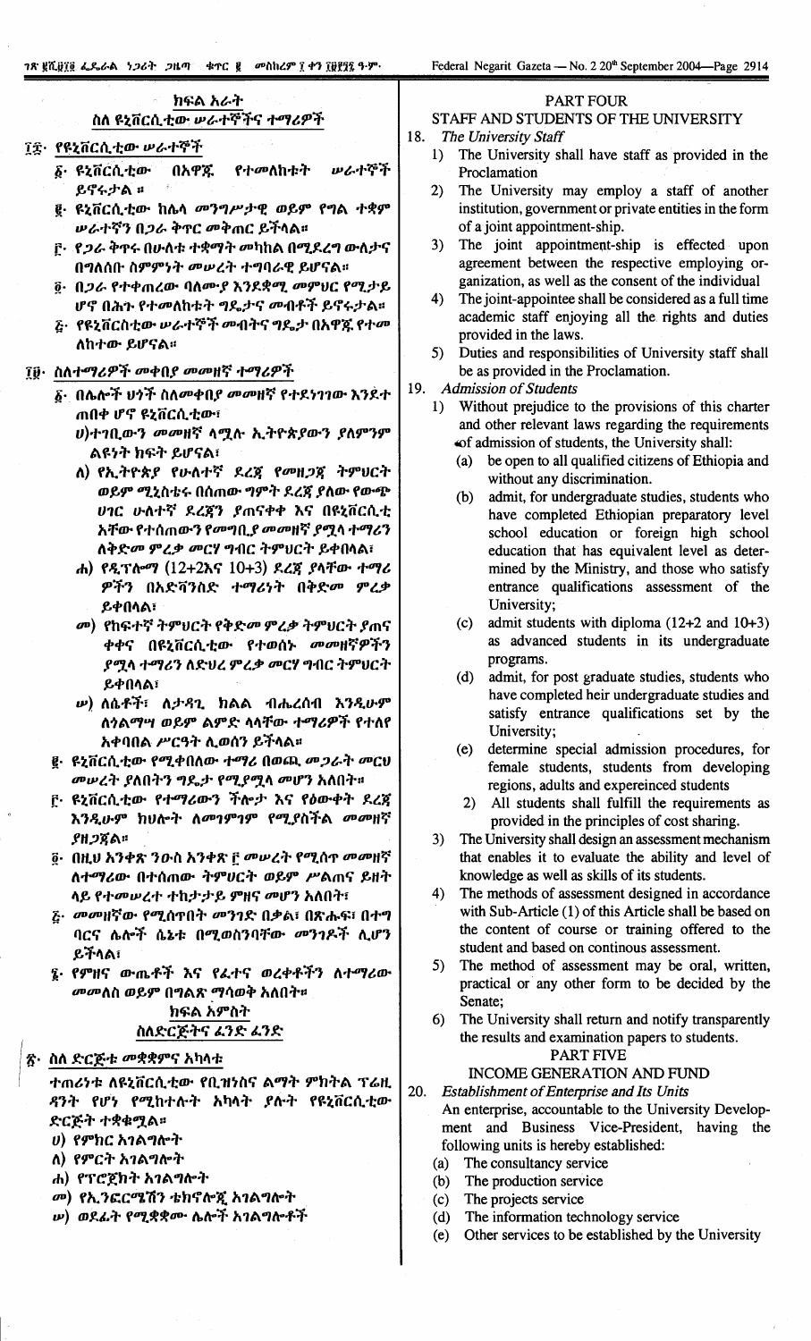## ክፍል አራት

### ስለ ዩኒቨርሲቲው ሠራተኞችና ተማሪዎች

፲፰· የዩኒቨርሲቲው ሠራተኞች

፩· ዩኒቨርሲቲው በአዋጁ የተመለከቱት ሠራተኞች ይኖሩታል ።

፪· ዩኒቨርሲቲው ከሌላ መንግሥታዊ ወይም የግል ተቋም ሠራተኛን በጋራ ቅጥር መቅጠር ይችላል።

፫· የጋራ ቅጥሩ በሁለቱ ተቋማት መካከል በሚደረግ ውለታና በግለሰቡ ስምምነት መሠረት ተግባራዊ ይሆናል።

፬· በጋራ የተቀጠረው ባለሙያ እንደቋሚ መምህር የሚታይ ሆኖ በሕጉ የተመለከቱት ግዴታና መብቶች ይኖሩታል።

፭· የዩኒቨርስቲው ሠራተኞች መብትና ግዴታ በአዋጁ የተመለከተው ይሆናል።

፲፱· ስለተማሪዎች መቀበያ መመዘኛ ተማሪዎች

፩· በሌሎች ህጎች ስለመቀበያ መመዘኛ የተደነገገው እንደተጠበቀ ሆኖ ዩኒቨርሲቲው፣

ሀ) ተገቢውን መመዘኛ ላሟሉ ኢትዮጵያውን ያለምንም ልዩነት ክፍት ይሆናል፣

ለ) የኢትዮጵያ የሁለተኛ ደረጃ የመሰናዶ ትምህርት ወይም ሚኒስቴሩ በሰጠው ግምት ደረጃ ያለው የውጭ ሀገር ሁለተኛ ደረጃን ያጠናቀቁ እና በዩኒቨርሲቲ አቸው የተሰጠውን የመግቢያ መመዘኛ ያሟላ ተማሪን ለቅድመ ምረቃ መርሃ ግብር ትምህርት ይቀበላል፣

ሐ) የዲፕሎማ (12+2እና 10+3) ደረጃ ያላቸው ተማሪ ዎችን በአድቫንስድ ተማሪነት በቅድመ ምረቃ ይቀበላል፣

መ) የከፍተኛ ትምህርት የቅድመ ምረቃ ትምህርት ያጠና ቀቀና በዩኒቨርሲቲው የተወሰኑ መመዘኛዎችን ያሟላ ተማሪን ለድህረ ምረቃ መርሃ ግብር ትምህርት ይቀበላል፣

ሠ) ለሴቶች፣ ለታዳጊ ክልል ብሔረሰብ እንዲሁም ለጎልማሣ ወይም ልምድ ላላቸው ተማሪዎች የተለየ አቀባበል ሥርዓት ሊወሰን ይችላል።

፪· ዩኒቨርሲቲው የሚቀበለው ተማሪ በወጪ መጋራት መርህ መሠረት ያለበትን ግዴታ የሚያሟላ መሆን አለበት።

፫· ዩኒቨርሲቲው የተማሪውን ችሎታ እና የዕውቀት ደረጃ እንዲሁም ክህሎት ለመገምገም የሚያስችል መመዘኛ ያዘጋጃል።

፬· በዚህ አንቀጽ ንዑስ አንቀጽ ፫ መሠረት የሚሰጥ መመዘኛ ለተማሪው በተሰጠው ትምህርት ወይም ሥልጠና ይዘት ላይ የተመሠረተ ተከታታይ ምዘና መሆን አለበት፣

፭· መመዘኛው የሚሰጥበት መንገድ በቃል፣ በጽሑፍ፣ በተግባር ሰናት ሌሎች ሴኔቱ በሚወስንባቸው መንገዶች ሊሆን ይችላል፣

፮· የምዘና ውጤቶች እና የፈተና ወረቀቶችን ለተማሪው መመለስ ወይም በግልጽ ማሳወቅ አለበት።

## ክፍል አምስት

### ስለድርጅትና ፈንድ ፈንድ

፳· ስለ ድርጅቱ መቋቋምና አካላት

ተጠሪነቱ ለዩኒቨርሲቲው የቢዝነስና ልማት ምክትል ፕሬዚ ዳንት የሆነ የሚከተሉት አካላት ያሉት የዩኒቨርሲቲው ድርጅት ተቋቁሟል።

ሀ) የምክር አገልግሎት

ለ) የምርት አገልግሎት

ሐ) የፕሮጀክት አገልግሎት

መ) የኢንፎርሜሽን ቴክኖሎጂ አገልግሎት

ሠ) ወደፊት የሚቋቋሙ ሌሎች አገልግሎቶች

## PART FOUR

### STAFF AND STUDENTS OF THE UNIVERSITY

18. *The University Staff*
   1) The University shall have staff as provided in the Proclamation
   2) The University may employ a staff of another institution, government or private entities in the form of a joint appointment-ship.
   3) The joint appointment-ship is effected upon agreement between the respective employing organization, as well as the consent of the individual
   4) The joint-appointee shall be considered as a full time academic staff enjoying all the rights and duties provided in the laws.
   5) Duties and responsibilities of University staff shall be as provided in the Proclamation.

19. *Admission of Students*
   1) Without prejudice to the provisions of this charter and other relevant laws regarding the requirements of admission of students, the University shall:
      (a) be open to all qualified citizens of Ethiopia and without any discrimination.
      (b) admit, for undergraduate studies, students who have completed Ethiopian preparatory level school education or foreign high school education that has equivalent level as determined by the Ministry, and those who satisfy entrance qualifications assessment of the University;
      (c) admit students with diploma (12+2 and 10+3) as advanced students in its undergraduate programs.
      (d) admit, for post graduate studies, students who have completed heir undergraduate studies and satisfy entrance qualifications set by the University;
      (e) determine special admission procedures, for female students, students from developing regions, adults and expereinced students
   2) All students shall fulfill the requirements as provided in the principles of cost sharing.
   3) The University shall design an assessment mechanism that enables it to evaluate the ability and level of knowledge as well as skills of its students.
   4) The methods of assessment designed in accordance with Sub-Article (1) of this Article shall be based on the content of course or training offered to the student and based on continous assessment.
   5) The method of assessment may be oral, written, practical or any other form to be decided by the Senate;
   6) The University shall return and notify transparently the results and examination papers to students.

## PART FIVE

### INCOME GENERATION AND FUND

20. *Establishment of Enterprise and Its Units*

An enterprise, accountable to the University Development and Business Vice-President, having the following units is hereby established:

(a) The consultancy service
(b) The production service
(c) The projects service
(d) The information technology service
(e) Other services to be established by the University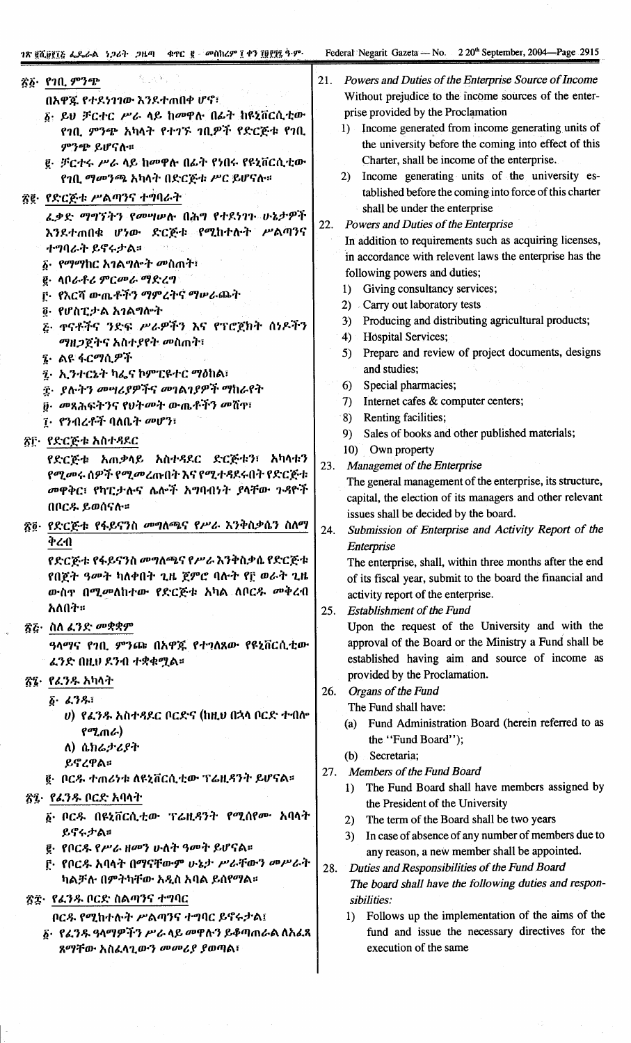፳፩· የገቢ ምንጭ

በአዋጁ የተደነገገው እንደተጠበቀ ሆኖ፣

፩· ይህ ቻርተር ሥራ ላይ ከመዋሉ በፊት ከዩኒቨርሲቲው የገቢ ምንጭ አካላት የተገኙ ገቢዎች የድርጅቱ የገቢ ምንጭ ይሆናሉ።

፪· ቻርተሩ ሥራ ላይ ከመዋሉ በፊት የነበሩ የዩኒቨርሲቲው የገቢ ማመንጫ አካላት በድርጅቱ ሥር ይሆናሉ።

፳፪· የድርጅቱ ሥልጣንና ተግባራት

ፈቃድ ማግኘትን የመሳሰሉ በሕግ የተደነገጉ ሁኔታዎች እንደተጠበቁ ሆነው ድርጅቱ የሚከተሉት ሥልጣንና ተግባራት ይኖሩታል።

፩· የማማከር አገልግሎት መስጠት፣

፪· ላቦራቶሪ ምርመራ ማድረግ

፫· የእርሻ ውጤቶችን ማምረትና ማሠራጨት

፬· የሆስፒታል አገልግሎት

፭· ጥናቶችና ንድፍ ሥራዎችን እና የፕሮጀክት ሰነዶችን ማዘጋጀትና አስተያየት መስጠት፣

፮· ልዩ ፋርማሲዎች

፯· ኢንተርኔት ካፌና ኮምፒዩተር ማዕከል፣

፰· ያሉትን መሣሪያዎችና መገልገያዎች ማከራየት

፱· መጻሕፍትንና የህትመት ውጤቶችን መሸጥ፣

፲· የንብረቶች ባለቤት መሆን፣

፳፫· የድርጅቱ አስተዳደር

የድርጅቱ አጠቃላይ አስተዳደር ድርጅቱን፣ አካላቱን የሚመሩ ሰዎች የሚመረጡበት እና የሚተዳደሩበት የድርጅቱ መዋቅር፣ የካፒታሉና ሌሎች አግባብነት ያላቸው ጉዳዮች በቦርዱ ይወሰናሉ።

፳፬· የድርጅቱ የፋይናንስ መግለጫና የሥራ እንቅስቃሴን ስለማቅረብ

የድርጅቱ የፋይናንስ መግለጫና የሥራ እንቅስቃሴ የድርጅቱ የበጀት ዓመት ካለቀበት ጊዜ ጀምሮ ባሉት የ፫ ወራት ጊዜ ውስጥ በሚመለከተው የድርጅቱ አካል ለቦርዱ መቅረብ አለበት።

፳፭· ስለ ፈንድ መቋቋም

ዓላማና የገቢ ምንጩ በአዋጁ የተገለጸው የዩኒቨርሲቲው ፈንድ በዚህ ደንብ ተቋቁሟል።

፳፮· የፈንዱ አካላት

፩· ፈንዱ፣

ሀ) የፈንዱ አስተዳደር ቦርድና (ከዚህ በኋላ ቦርድ ተብሎ የሚጠራ)

ለ) ሴክሬታሪያት

ይኖረዋል።

፪· ቦርዱ ተጠሪነቱ ለዩኒቨርሲቲው ፕሬዚዳንት ይሆናል።

፳፯· የፈንዱ ቦርድ አባላት

፩· ቦርዱ በዩኒቨርሲቲው ፕሬዚዳንት የሚሰየሙ አባላት ይኖሩታል።

፪· የቦርዱ የሥራ ዘመን ሁለት ዓመት ይሆናል።

፫· የቦርዱ አባላት በማናቸውም ሁኔታ ሥራቸውን መሥራት ካልቻሉ በምትካቸው አዲስ አባል ይሰየማል።

፳፰· የፈንዱ ቦርድ ስልጣንና ተግባር

ቦርዱ የሚከተሉት ሥልጣንና ተግባሮች ይኖሩታል፤

፩· የፈንዱ ዓላማዎችን ሥራ ላይ መዋሉን ይቆጣጠራል ለአፈጻጸማቸው አስፈላጊውን መመሪያ ያወጣል፣

21. *Powers and Duties of the Enterprise Source of Income*

Without prejudice to the income sources of the enterprise provided by the Proclamation

1) Income generated from income generating units of the university before the coming into effect of this Charter, shall be income of the enterprise.
2) Income generating units of the university established before the coming into force of this charter shall be under the enterprise

22. *Powers and Duties of the Enterprise*

In addition to requirements such as acquiring licenses, in accordance with relevent laws the enterprise has the following powers and duties;

1) Giving consultancy services;
2) Carry out laboratory tests
3) Producing and distributing agricultural products;
4) Hospital Services;
5) Prepare and review of project documents, designs and studies;
6) Special pharmacies;
7) Internet cafes & computer centers;
8) Renting facilities;
9) Sales of books and other published materials;
10) Own property

23. *Managemet of the Enterprise*

The general management of the enterprise, its structure, capital, the election of its managers and other relevant issues shall be decided by the board.

24. *Submission of Enterprise and Activity Report of the Enterprise*

The enterprise, shall, within three months after the end of its fiscal year, submit to the board the financial and activity report of the enterprise.

25. *Establishment of the Fund*

Upon the request of the University and with the approval of the Board or the Ministry a Fund shall be established having aim and source of income as provided by the Proclamation.

26. *Organs of the Fund*

The Fund shall have:

(a) Fund Administration Board (herein referred to as the "Fund Board");
(b) Secretaria;

27. *Members of the Fund Board*

1) The Fund Board shall have members assigned by the President of the University
2) The term of the Board shall be two years
3) In case of absence of any number of members due to any reason, a new member shall be appointed.

28. *Duties and Responsibilities of the Fund Board*

*The board shall have the following duties and responsibilities:*

1) Follows up the implementation of the aims of the fund and issue the necessary directives for the execution of the same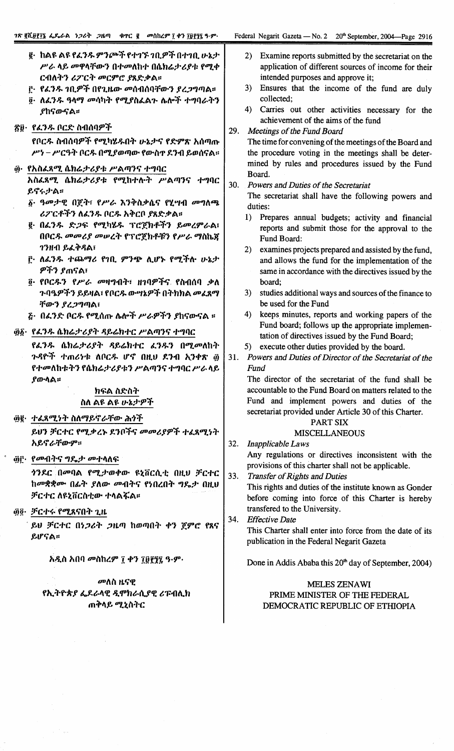፪· ከልዩ ልዩ የፈንዱ ምንጮች የተገኙ ገቢዎች በተገቢ ሁኔታ ሥራ ላይ መዋላቸውን በተመለከተ በሴክሬታሪያቱ የሚቀርብለትን ሪፖርት መርምሮ ያጸድቃል።

፫· የፈንዱ ገቢዎች በየጊዜው መሰብሰባቸውን ያረጋግጣል።

፬· ለፈንዱ ዓላማ መሳካት የሚያስፈልጉ ሌሎች ተግባራትን ያከናውናል።

## ፳፱· የፈንዱ ቦርድ ስብሰባዎች

የቦርዱ ስብሰባዎች የሚካሄዱበት ሁኔታና የድምጽ አሰጣጡ ሥነ – ሥርዓት ቦርዱ በሚያወጣው የውስጥ ደንብ ይወሰናል።

## ፴· የአስፈጻሚ ሴክሬታሪያቱ ሥልጣንና ተግባር

አስፈጻሚ ሴክሬታሪያቱ የሚከተሉት ሥልጣንና ተግባር ይኖሩታል።

፩· ዓመታዊ በጀት፣ የሥራ እንቅስቃሴና የሂሣብ መግለጫ ሪፖርቶችን ለፈንዱ ቦርድ አቅርቦ ያጸድቃል፣

፪· በፈንዱ ድጋፍ የሚካሄዱ ፕሮጀክቶችን ይመረምራል፣ በቦርዱ መመሪያ መሠረት የፕሮጀክቶቹን የሥራ ማስኬጃ ገንዘብ ይፈቅዳል፣

፫· ለፈንዱ ተጨማሪ የገቢ ምንጭ ሊሆኑ የሚችሉ ሁኔታዎችን ያጠናል፣

፬· የቦርዱን የሥራ መዛግብት፣ ዘገባዎችና የስብሰባ ቃለ ጉባዔዎችን ይይዛል፣ የቦርዱ ውሣኔዎች በትክክል መፈጸማቸውን ያረጋግጣል፣

፭· በፈንድ ቦርዱ የሚሰጡ ሌሎች ሥራዎችን ያከናውናል ።

## ፴፩· የፈንዱ ሴክሬታሪያት ዳይሬክተር ሥልጣንና ተግባር

የፈንዱ ሴክሬታሪያት ዳይሬክተር ፈንዱን በሚመለከት ጉዳዮች ተጠሪነቱ ለቦርዱ ሆኖ በዚህ ደንብ አንቀጽ ፴ የተመለከቱትን የሴክሬታሪያቱን ሥልጣንና ተግባር ሥራ ላይ ያውላል።

## ክፍል ስድስት
## ስለ ልዩ ልዩ ሁኔታዎች

## ፴፪· ተፈጻሚነት ስለማይኖራቸው ሕጎች

ይህን ቻርተር የሚቃረኑ ደንቦችና መመሪያዎች ተፈጻሚነት አይኖራቸውም።

## ፴፫· የመብትና ግዴታ መተላለፍ

ጎንደር በመባል የሚታወቀው ዩኒቨርሲቲ በዚህ ቻርተር ከመቋቋሙ በፊት ያለው መብትና የነበረበት ግዴታ በዚህ ቻርተር ለዩኒቨርስቲው ተላልፏል።

## ፴፬· ቻርተሩ የሚጸናበት ጊዜ

ይህ ቻርተር በነጋሪት ጋዜጣ ከወጣበት ቀን ጀምሮ የጸና ይሆናል።

አዲስ አበባ መስከረም ፲ ቀን ፲፱፻፺፯ ዓ·ም·

መለስ ዜናዊ
የኢትዮጵያ ፌደራላዊ ዲሞክራሲያዊ ሪፐብሊክ ጠቅላይ ሚኒስትር

2) Examine reports submitted by the secretariat on the application of different sources of income for their intended purposes and approve it;

3) Ensures that the income of the fund are duly collected;

4) Carries out other activities necessary for the achievement of the aims of the fund

## 29. *Meetings of the Fund Board*

The time for convening of the meetings of the Board and the procedure voting in the meetings shall be determined by rules and procedures issued by the Fund Board.

## 30. *Powers and Duties of the Secretariat*

The secretariat shall have the following powers and duties:

1) Prepares annual budgets; activity and financial reports and submit those for the approval to the Fund Board:

2) examines projects prepared and assisted by the fund, and allows the fund for the implementation of the same in accordance with the directives issued by the board;

3) studies additional ways and sources of the finance to be used for the Fund

4) keeps minutes, reports and working papers of the Fund board; follows up the appropriate implementation of directives issued by the Fund Board;

5) execute other duties provided by the board.

## 31. *Powers and Duties of Director of the Secretariat of the Fund*

The director of the secretariat of the fund shall be accountable to the Fund Board on matters related to the Fund and implement powers and duties of the secretariat provided under Article 30 of this Charter.

## PART SIX
## MISCELLANEOUS

## 32. *Inapplicable Laws*

Any regulations or directives inconsistent with the provisions of this charter shall not be applicable.

## 33. *Transfer of Rights and Duties*

This rights and duties of the institute known as Gonder before coming into force of this Charter is hereby transfered to the University.

## 34. *Effective Date*

This Charter shall enter into force from the date of its publication in the Federal Negarit Gazeta

Done in Addis Ababa this 20th day of September, 2004)

MELES ZENAWI
PRIME MINISTER OF THE FEDERAL DEMOCRATIC REPUBLIC OF ETHIOPIA